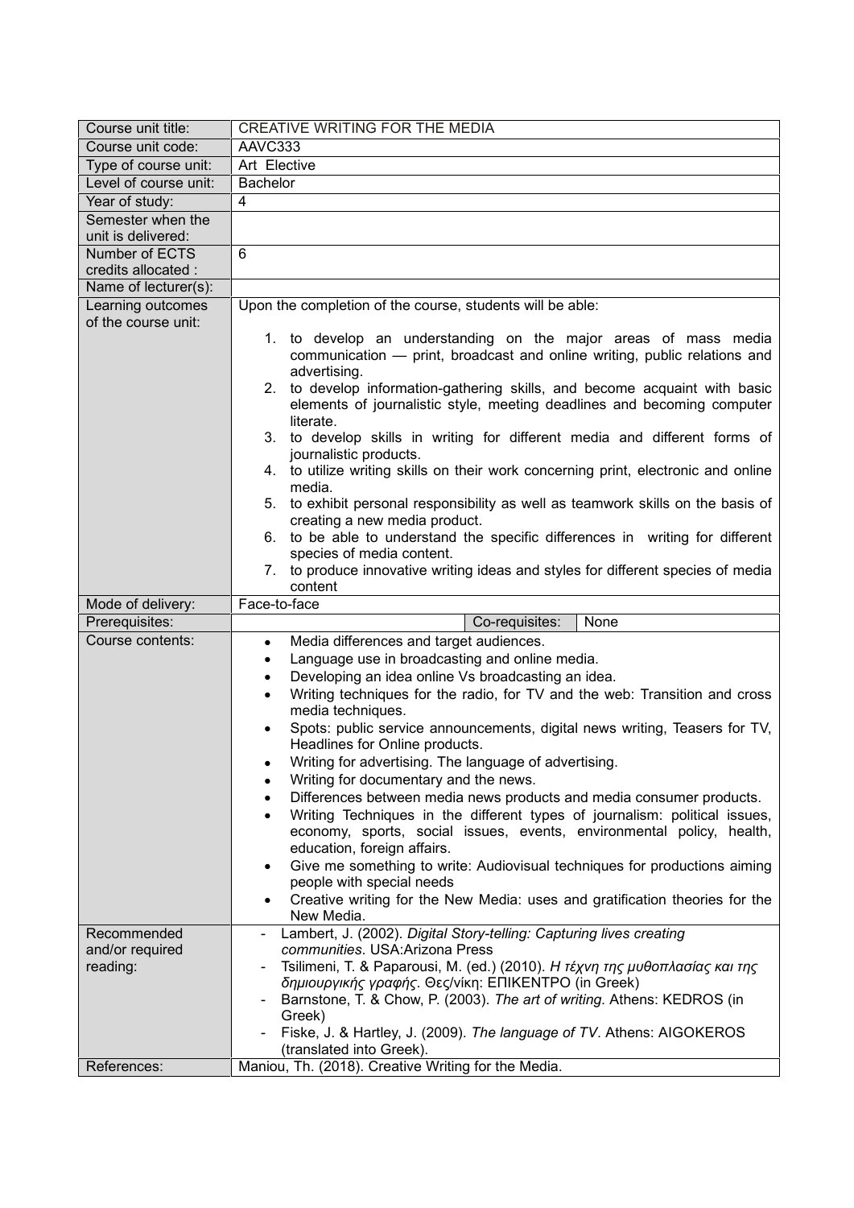| Course unit title: | CREATIVE WRITING FOR THE MEDIA | | |
|---|---|---|---|
| Course unit code: | AAVC333 | | |
| Type of course unit: | Art Elective | | |
| Level of course unit: | Bachelor | | |
| Year of study: | 4 | | |
| Semester when the unit is delivered: | | | |
| Number of ECTS credits allocated : | 6 | | |
| Name of lecturer(s): | | | |
| Learning outcomes of the course unit: | Upon the completion of the course, students will be able:<br><br>1. to develop an understanding on the major areas of mass media communication — print, broadcast and online writing, public relations and advertising.<br>2. to develop information-gathering skills, and become acquaint with basic elements of journalistic style, meeting deadlines and becoming computer literate.<br>3. to develop skills in writing for different media and different forms of journalistic products.<br>4. to utilize writing skills on their work concerning print, electronic and online media.<br>5. to exhibit personal responsibility as well as teamwork skills on the basis of creating a new media product.<br>6. to be able to understand the specific differences in writing for different species of media content.<br>7. to produce innovative writing ideas and styles for different species of media content | | |
| Mode of delivery: | Face-to-face | | |
| Prerequisites: | | Co-requisites: | None |
| Course contents: | • Media differences and target audiences.<br>• Language use in broadcasting and online media.<br>• Developing an idea online Vs broadcasting an idea.<br>• Writing techniques for the radio, for TV and the web: Transition and cross media techniques.<br>• Spots: public service announcements, digital news writing, Teasers for TV, Headlines for Online products.<br>• Writing for advertising. The language of advertising.<br>• Writing for documentary and the news.<br>• Differences between media news products and media consumer products.<br>• Writing Techniques in the different types of journalism: political issues, economy, sports, social issues, events, environmental policy, health, education, foreign affairs.<br>• Give me something to write: Audiovisual techniques for productions aiming people with special needs<br>• Creative writing for the New Media: uses and gratification theories for the New Media. | | |
| Recommended and/or required reading: | - Lambert, J. (2002). *Digital Story-telling: Capturing lives creating communities*. USA:Arizona Press<br>- Tsilimeni, T. & Paparousi, M. (ed.) (2010). *Η τέχνη της μυθοπλασίας και της δημιουργικής γραφής*. Θες/νίκη: ΕΠΙΚΕΝΤΡΟ (in Greek)<br>- Barnstone, T. & Chow, P. (2003). *The art of writing*. Athens: KEDROS (in Greek)<br>- Fiske, J. & Hartley, J. (2009). *The language of TV*. Athens: AIGOKEROS (translated into Greek). | | |
| References: | Maniou, Th. (2018). Creative Writing for the Media. | | |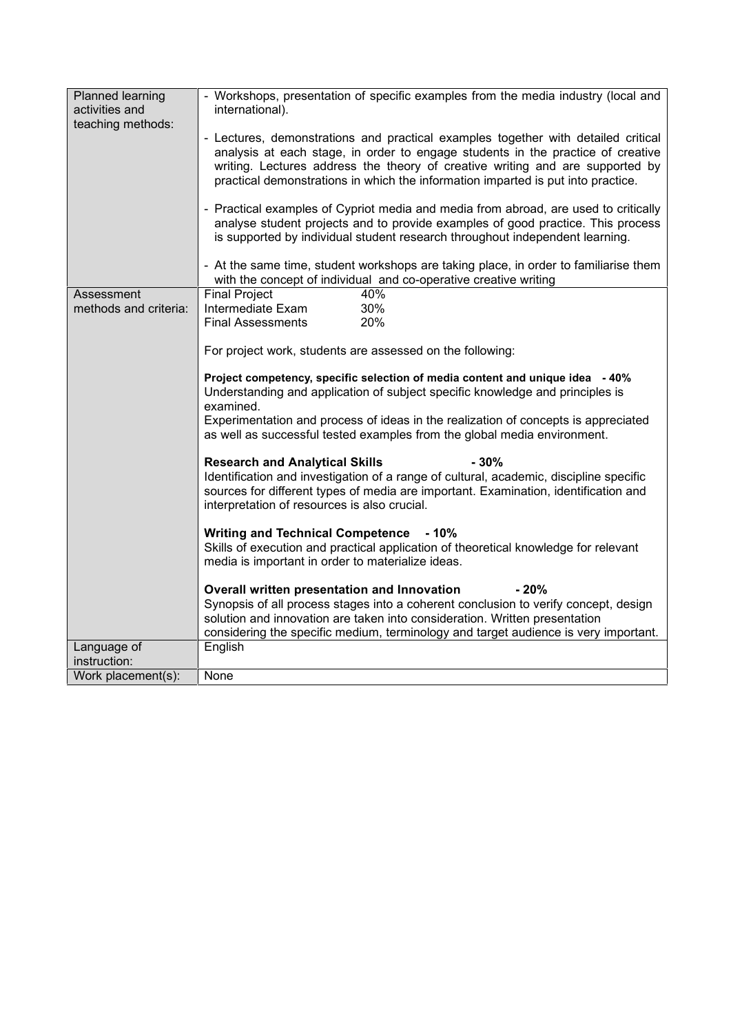| | |
|---|---|
| Planned learning activities and teaching methods: | - Workshops, presentation of specific examples from the media industry (local and international).<br><br>- Lectures, demonstrations and practical examples together with detailed critical analysis at each stage, in order to engage students in the practice of creative writing. Lectures address the theory of creative writing and are supported by practical demonstrations in which the information imparted is put into practice.<br><br>- Practical examples of Cypriot media and media from abroad, are used to critically analyse student projects and to provide examples of good practice. This process is supported by individual student research throughout independent learning.<br><br>- At the same time, student workshops are taking place, in order to familiarise them with the concept of individual and co-operative creative writing |
| Assessment methods and criteria: | Final Project 40%<br>Intermediate Exam 30%<br>Final Assessments 20%<br><br>For project work, students are assessed on the following:<br><br>**Project competency, specific selection of media content and unique idea - 40%**<br>Understanding and application of subject specific knowledge and principles is examined.<br>Experimentation and process of ideas in the realization of concepts is appreciated as well as successful tested examples from the global media environment.<br><br>**Research and Analytical Skills - 30%**<br>Identification and investigation of a range of cultural, academic, discipline specific sources for different types of media are important. Examination, identification and interpretation of resources is also crucial.<br><br>**Writing and Technical Competence - 10%**<br>Skills of execution and practical application of theoretical knowledge for relevant media is important in order to materialize ideas.<br><br>**Overall written presentation and Innovation - 20%**<br>Synopsis of all process stages into a coherent conclusion to verify concept, design solution and innovation are taken into consideration. Written presentation considering the specific medium, terminology and target audience is very important. |
| Language of instruction: | English |
| Work placement(s): | None |